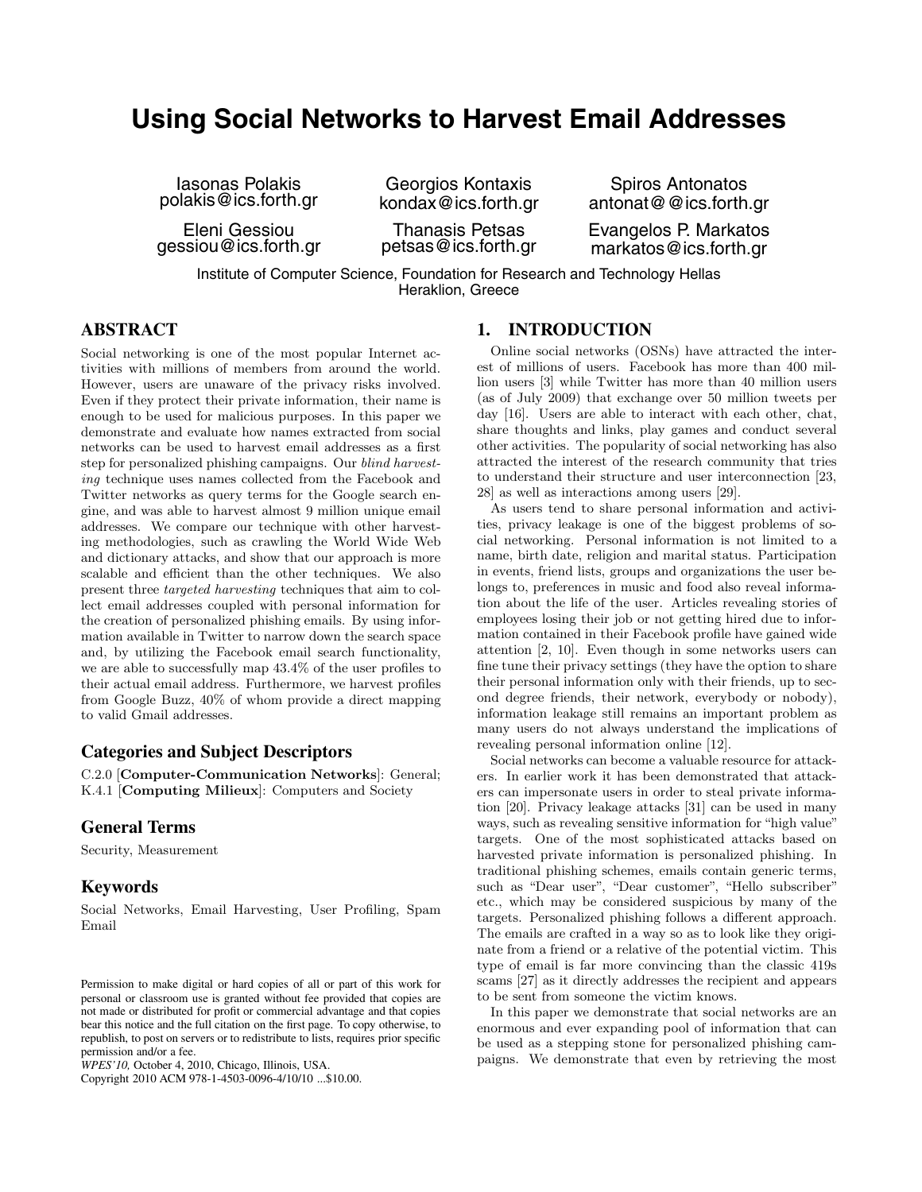# Using Social Networks to Harvest Email Addresses

Iasonas Polakis
polakis@ics.forth.gr

Georgios Kontaxis
kondax@ics.forth.gr

Spiros Antonatos
antonat@@ics.forth.gr

Eleni Gessiou
gessiou@ics.forth.gr

Thanasis Petsas
petsas@ics.forth.gr

Evangelos P. Markatos
markatos@ics.forth.gr

Institute of Computer Science, Foundation for Research and Technology Hellas
Heraklion, Greece

## ABSTRACT

Social networking is one of the most popular Internet activities with millions of members from around the world. However, users are unaware of the privacy risks involved. Even if they protect their private information, their name is enough to be used for malicious purposes. In this paper we demonstrate and evaluate how names extracted from social networks can be used to harvest email addresses as a first step for personalized phishing campaigns. Our *blind harvesting* technique uses names collected from the Facebook and Twitter networks as query terms for the Google search engine, and was able to harvest almost 9 million unique email addresses. We compare our technique with other harvesting methodologies, such as crawling the World Wide Web and dictionary attacks, and show that our approach is more scalable and efficient than the other techniques. We also present three *targeted harvesting* techniques that aim to collect email addresses coupled with personal information for the creation of personalized phishing emails. By using information available in Twitter to narrow down the search space and, by utilizing the Facebook email search functionality, we are able to successfully map 43.4% of the user profiles to their actual email address. Furthermore, we harvest profiles from Google Buzz, 40% of whom provide a direct mapping to valid Gmail addresses.

### Categories and Subject Descriptors

C.2.0 [**Computer-Communication Networks**]: General; K.4.1 [**Computing Milieux**]: Computers and Society

### General Terms

Security, Measurement

### Keywords

Social Networks, Email Harvesting, User Profiling, Spam Email

Permission to make digital or hard copies of all or part of this work for personal or classroom use is granted without fee provided that copies are not made or distributed for profit or commercial advantage and that copies bear this notice and the full citation on the first page. To copy otherwise, to republish, to post on servers or to redistribute to lists, requires prior specific permission and/or a fee.
*WPES'10,* October 4, 2010, Chicago, Illinois, USA.
Copyright 2010 ACM 978-1-4503-0096-4/10/10 ...$10.00.

## 1. INTRODUCTION

Online social networks (OSNs) have attracted the interest of millions of users. Facebook has more than 400 million users [3] while Twitter has more than 40 million users (as of July 2009) that exchange over 50 million tweets per day [16]. Users are able to interact with each other, chat, share thoughts and links, play games and conduct several other activities. The popularity of social networking has also attracted the interest of the research community that tries to understand their structure and user interconnection [23, 28] as well as interactions among users [29].

As users tend to share personal information and activities, privacy leakage is one of the biggest problems of social networking. Personal information is not limited to a name, birth date, religion and marital status. Participation in events, friend lists, groups and organizations the user belongs to, preferences in music and food also reveal information about the life of the user. Articles revealing stories of employees losing their job or not getting hired due to information contained in their Facebook profile have gained wide attention [2, 10]. Even though in some networks users can fine tune their privacy settings (they have the option to share their personal information only with their friends, up to second degree friends, their network, everybody or nobody), information leakage still remains an important problem as many users do not always understand the implications of revealing personal information online [12].

Social networks can become a valuable resource for attackers. In earlier work it has been demonstrated that attackers can impersonate users in order to steal private information [20]. Privacy leakage attacks [31] can be used in many ways, such as revealing sensitive information for "high value" targets. One of the most sophisticated attacks based on harvested private information is personalized phishing. In traditional phishing schemes, emails contain generic terms, such as "Dear user", "Dear customer", "Hello subscriber" etc., which may be considered suspicious by many of the targets. Personalized phishing follows a different approach. The emails are crafted in a way so as to look like they originate from a friend or a relative of the potential victim. This type of email is far more convincing than the classic 419s scams [27] as it directly addresses the recipient and appears to be sent from someone the victim knows.

In this paper we demonstrate that social networks are an enormous and ever expanding pool of information that can be used as a stepping stone for personalized phishing campaigns. We demonstrate that even by retrieving the most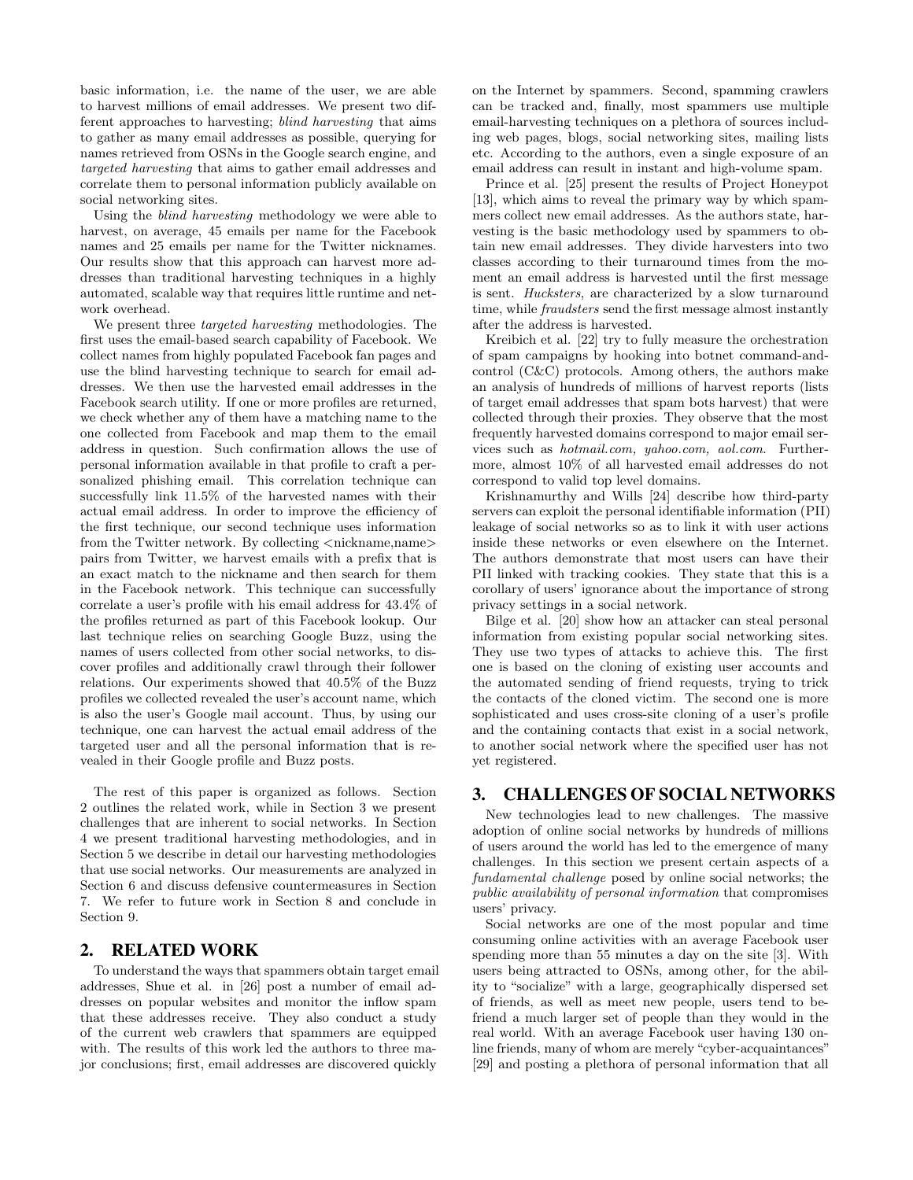basic information, i.e. the name of the user, we are able to harvest millions of email addresses. We present two different approaches to harvesting; *blind harvesting* that aims to gather as many email addresses as possible, querying for names retrieved from OSNs in the Google search engine, and *targeted harvesting* that aims to gather email addresses and correlate them to personal information publicly available on social networking sites.

Using the *blind harvesting* methodology we were able to harvest, on average, 45 emails per name for the Facebook names and 25 emails per name for the Twitter nicknames. Our results show that this approach can harvest more addresses than traditional harvesting techniques in a highly automated, scalable way that requires little runtime and network overhead.

We present three *targeted harvesting* methodologies. The first uses the email-based search capability of Facebook. We collect names from highly populated Facebook fan pages and use the blind harvesting technique to search for email addresses. We then use the harvested email addresses in the Facebook search utility. If one or more profiles are returned, we check whether any of them have a matching name to the one collected from Facebook and map them to the email address in question. Such confirmation allows the use of personal information available in that profile to craft a personalized phishing email. This correlation technique can successfully link 11.5% of the harvested names with their actual email address. In order to improve the efficiency of the first technique, our second technique uses information from the Twitter network. By collecting <nickname,name> pairs from Twitter, we harvest emails with a prefix that is an exact match to the nickname and then search for them in the Facebook network. This technique can successfully correlate a user's profile with his email address for 43.4% of the profiles returned as part of this Facebook lookup. Our last technique relies on searching Google Buzz, using the names of users collected from other social networks, to discover profiles and additionally crawl through their follower relations. Our experiments showed that 40.5% of the Buzz profiles we collected revealed the user's account name, which is also the user's Google mail account. Thus, by using our technique, one can harvest the actual email address of the targeted user and all the personal information that is revealed in their Google profile and Buzz posts.

The rest of this paper is organized as follows. Section 2 outlines the related work, while in Section 3 we present challenges that are inherent to social networks. In Section 4 we present traditional harvesting methodologies, and in Section 5 we describe in detail our harvesting methodologies that use social networks. Our measurements are analyzed in Section 6 and discuss defensive countermeasures in Section 7. We refer to future work in Section 8 and conclude in Section 9.

## 2. RELATED WORK

To understand the ways that spammers obtain target email addresses, Shue et al. in [26] post a number of email addresses on popular websites and monitor the inflow spam that these addresses receive. They also conduct a study of the current web crawlers that spammers are equipped with. The results of this work led the authors to three major conclusions; first, email addresses are discovered quickly on the Internet by spammers. Second, spamming crawlers can be tracked and, finally, most spammers use multiple email-harvesting techniques on a plethora of sources including web pages, blogs, social networking sites, mailing lists etc. According to the authors, even a single exposure of an email address can result in instant and high-volume spam.

Prince et al. [25] present the results of Project Honeypot [13], which aims to reveal the primary way by which spammers collect new email addresses. As the authors state, harvesting is the basic methodology used by spammers to obtain new email addresses. They divide harvesters into two classes according to their turnaround times from the moment an email address is harvested until the first message is sent. *Hucksters*, are characterized by a slow turnaround time, while *fraudsters* send the first message almost instantly after the address is harvested.

Kreibich et al. [22] try to fully measure the orchestration of spam campaigns by hooking into botnet command-and-control (C&C) protocols. Among others, the authors make an analysis of hundreds of millions of harvest reports (lists of target email addresses that spam bots harvest) that were collected through their proxies. They observe that the most frequently harvested domains correspond to major email services such as *hotmail.com, yahoo.com, aol.com*. Furthermore, almost 10% of all harvested email addresses do not correspond to valid top level domains.

Krishnamurthy and Wills [24] describe how third-party servers can exploit the personal identifiable information (PII) leakage of social networks so as to link it with user actions inside these networks or even elsewhere on the Internet. The authors demonstrate that most users can have their PII linked with tracking cookies. They state that this is a corollary of users' ignorance about the importance of strong privacy settings in a social network.

Bilge et al. [20] show how an attacker can steal personal information from existing popular social networking sites. They use two types of attacks to achieve this. The first one is based on the cloning of existing user accounts and the automated sending of friend requests, trying to trick the contacts of the cloned victim. The second one is more sophisticated and uses cross-site cloning of a user's profile and the containing contacts that exist in a social network, to another social network where the specified user has not yet registered.

## 3. CHALLENGES OF SOCIAL NETWORKS

New technologies lead to new challenges. The massive adoption of online social networks by hundreds of millions of users around the world has led to the emergence of many challenges. In this section we present certain aspects of a *fundamental challenge* posed by online social networks; the *public availability of personal information* that compromises users' privacy.

Social networks are one of the most popular and time consuming online activities with an average Facebook user spending more than 55 minutes a day on the site [3]. With users being attracted to OSNs, among other, for the ability to "socialize" with a large, geographically dispersed set of friends, as well as meet new people, users tend to befriend a much larger set of people than they would in the real world. With an average Facebook user having 130 online friends, many of whom are merely "cyber-acquaintances" [29] and posting a plethora of personal information that all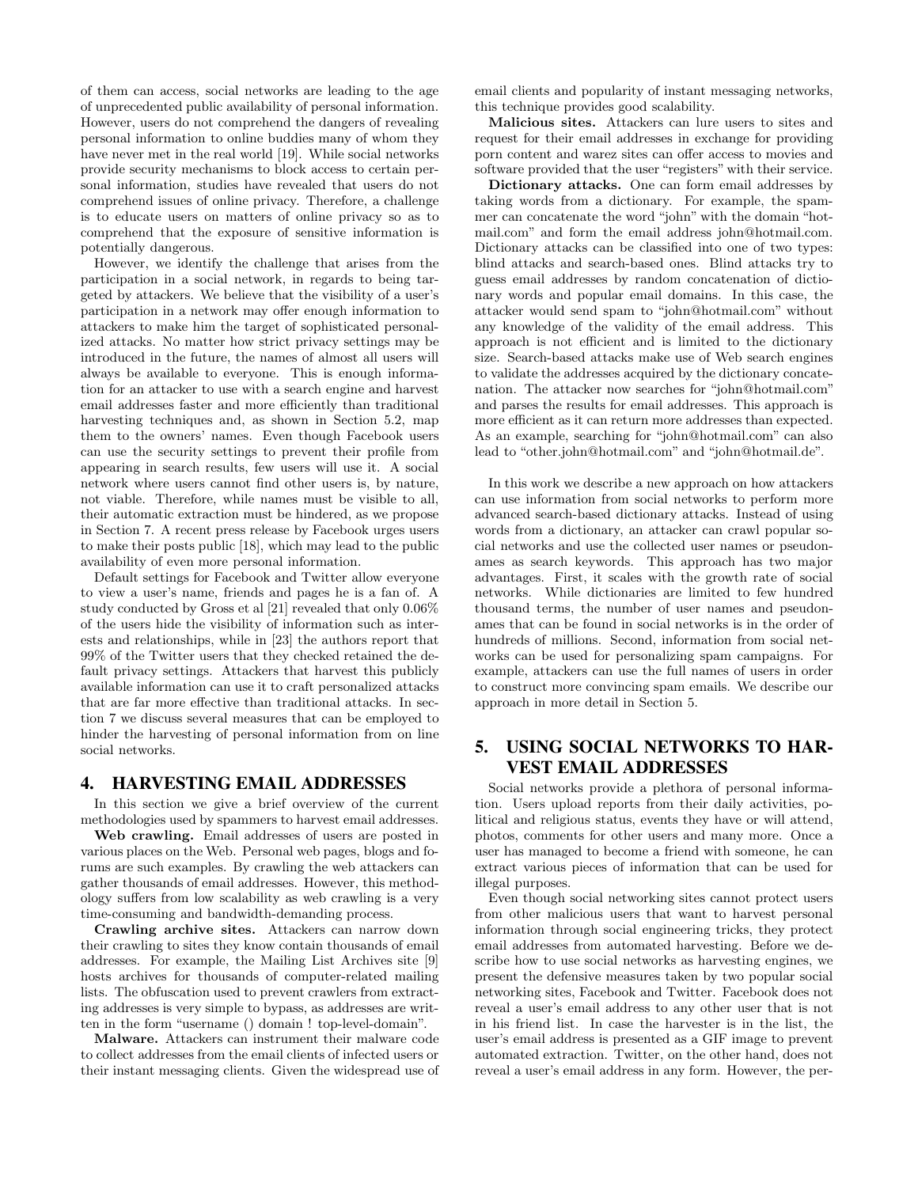of them can access, social networks are leading to the age of unprecedented public availability of personal information. However, users do not comprehend the dangers of revealing personal information to online buddies many of whom they have never met in the real world [19]. While social networks provide security mechanisms to block access to certain personal information, studies have revealed that users do not comprehend issues of online privacy. Therefore, a challenge is to educate users on matters of online privacy so as to comprehend that the exposure of sensitive information is potentially dangerous.

However, we identify the challenge that arises from the participation in a social network, in regards to being targeted by attackers. We believe that the visibility of a user's participation in a network may offer enough information to attackers to make him the target of sophisticated personalized attacks. No matter how strict privacy settings may be introduced in the future, the names of almost all users will always be available to everyone. This is enough information for an attacker to use with a search engine and harvest email addresses faster and more efficiently than traditional harvesting techniques and, as shown in Section 5.2, map them to the owners' names. Even though Facebook users can use the security settings to prevent their profile from appearing in search results, few users will use it. A social network where users cannot find other users is, by nature, not viable. Therefore, while names must be visible to all, their automatic extraction must be hindered, as we propose in Section 7. A recent press release by Facebook urges users to make their posts public [18], which may lead to the public availability of even more personal information.

Default settings for Facebook and Twitter allow everyone to view a user's name, friends and pages he is a fan of. A study conducted by Gross et al [21] revealed that only 0.06% of the users hide the visibility of information such as interests and relationships, while in [23] the authors report that 99% of the Twitter users that they checked retained the default privacy settings. Attackers that harvest this publicly available information can use it to craft personalized attacks that are far more effective than traditional attacks. In section 7 we discuss several measures that can be employed to hinder the harvesting of personal information from on line social networks.

## 4. HARVESTING EMAIL ADDRESSES

In this section we give a brief overview of the current methodologies used by spammers to harvest email addresses.

**Web crawling.** Email addresses of users are posted in various places on the Web. Personal web pages, blogs and forums are such examples. By crawling the web attackers can gather thousands of email addresses. However, this methodology suffers from low scalability as web crawling is a very time-consuming and bandwidth-demanding process.

**Crawling archive sites.** Attackers can narrow down their crawling to sites they know contain thousands of email addresses. For example, the Mailing List Archives site [9] hosts archives for thousands of computer-related mailing lists. The obfuscation used to prevent crawlers from extracting addresses is very simple to bypass, as addresses are written in the form "username () domain ! top-level-domain".

**Malware.** Attackers can instrument their malware code to collect addresses from the email clients of infected users or their instant messaging clients. Given the widespread use of email clients and popularity of instant messaging networks, this technique provides good scalability.

**Malicious sites.** Attackers can lure users to sites and request for their email addresses in exchange for providing porn content and warez sites can offer access to movies and software provided that the user "registers" with their service.

**Dictionary attacks.** One can form email addresses by taking words from a dictionary. For example, the spammer can concatenate the word "john" with the domain "hotmail.com" and form the email address john@hotmail.com. Dictionary attacks can be classified into one of two types: blind attacks and search-based ones. Blind attacks try to guess email addresses by random concatenation of dictionary words and popular email domains. In this case, the attacker would send spam to "john@hotmail.com" without any knowledge of the validity of the email address. This approach is not efficient and is limited to the dictionary size. Search-based attacks make use of Web search engines to validate the addresses acquired by the dictionary concatenation. The attacker now searches for "john@hotmail.com" and parses the results for email addresses. This approach is more efficient as it can return more addresses than expected. As an example, searching for "john@hotmail.com" can also lead to "other.john@hotmail.com" and "john@hotmail.de".

In this work we describe a new approach on how attackers can use information from social networks to perform more advanced search-based dictionary attacks. Instead of using words from a dictionary, an attacker can crawl popular social networks and use the collected user names or pseudonames as search keywords. This approach has two major advantages. First, it scales with the growth rate of social networks. While dictionaries are limited to few hundred thousand terms, the number of user names and pseudonames that can be found in social networks is in the order of hundreds of millions. Second, information from social networks can be used for personalizing spam campaigns. For example, attackers can use the full names of users in order to construct more convincing spam emails. We describe our approach in more detail in Section 5.

## 5. USING SOCIAL NETWORKS TO HARVEST EMAIL ADDRESSES

Social networks provide a plethora of personal information. Users upload reports from their daily activities, political and religious status, events they have or will attend, photos, comments for other users and many more. Once a user has managed to become a friend with someone, he can extract various pieces of information that can be used for illegal purposes.

Even though social networking sites cannot protect users from other malicious users that want to harvest personal information through social engineering tricks, they protect email addresses from automated harvesting. Before we describe how to use social networks as harvesting engines, we present the defensive measures taken by two popular social networking sites, Facebook and Twitter. Facebook does not reveal a user's email address to any other user that is not in his friend list. In case the harvester is in the list, the user's email address is presented as a GIF image to prevent automated extraction. Twitter, on the other hand, does not reveal a user's email address in any form. However, the per-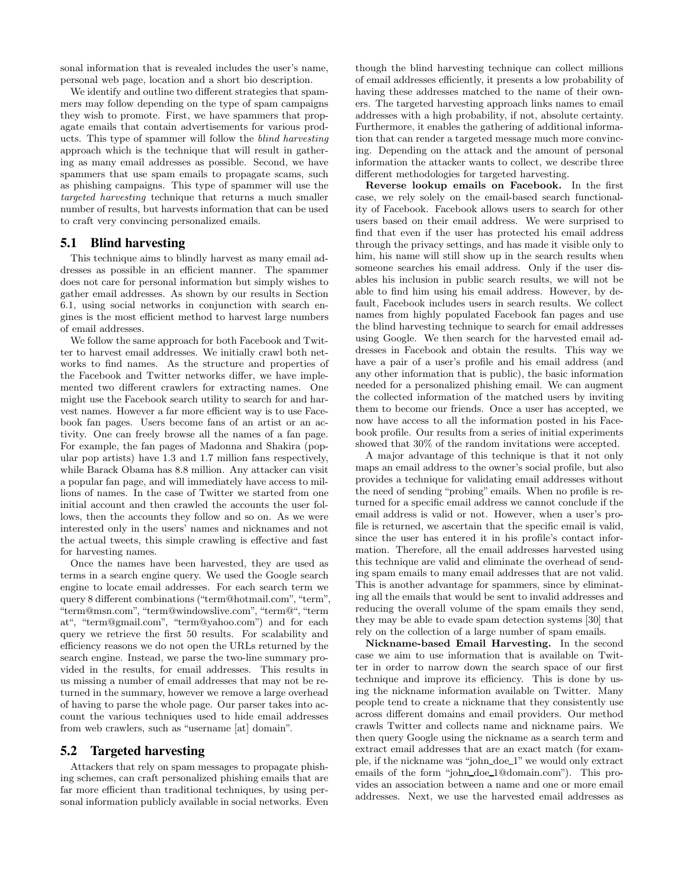sonal information that is revealed includes the user's name, personal web page, location and a short bio description.

We identify and outline two different strategies that spammers may follow depending on the type of spam campaigns they wish to promote. First, we have spammers that propagate emails that contain advertisements for various products. This type of spammer will follow the *blind harvesting* approach which is the technique that will result in gathering as many email addresses as possible. Second, we have spammers that use spam emails to propagate scams, such as phishing campaigns. This type of spammer will use the *targeted harvesting* technique that returns a much smaller number of results, but harvests information that can be used to craft very convincing personalized emails.

## 5.1 Blind harvesting

This technique aims to blindly harvest as many email addresses as possible in an efficient manner. The spammer does not care for personal information but simply wishes to gather email addresses. As shown by our results in Section 6.1, using social networks in conjunction with search engines is the most efficient method to harvest large numbers of email addresses.

We follow the same approach for both Facebook and Twitter to harvest email addresses. We initially crawl both networks to find names. As the structure and properties of the Facebook and Twitter networks differ, we have implemented two different crawlers for extracting names. One might use the Facebook search utility to search for and harvest names. However a far more efficient way is to use Facebook fan pages. Users become fans of an artist or an activity. One can freely browse all the names of a fan page. For example, the fan pages of Madonna and Shakira (popular pop artists) have 1.3 and 1.7 million fans respectively, while Barack Obama has 8.8 million. Any attacker can visit a popular fan page, and will immediately have access to millions of names. In the case of Twitter we started from one initial account and then crawled the accounts the user follows, then the accounts they follow and so on. As we were interested only in the users' names and nicknames and not the actual tweets, this simple crawling is effective and fast for harvesting names.

Once the names have been harvested, they are used as terms in a search engine query. We used the Google search engine to locate email addresses. For each search term we query 8 different combinations ("term@hotmail.com", "term", "term@msn.com", "term@windowslive.com", "term@", "term at", "term@gmail.com", "term@yahoo.com") and for each query we retrieve the first 50 results. For scalability and efficiency reasons we do not open the URLs returned by the search engine. Instead, we parse the two-line summary provided in the results, for email addresses. This results in us missing a number of email addresses that may not be returned in the summary, however we remove a large overhead of having to parse the whole page. Our parser takes into account the various techniques used to hide email addresses from web crawlers, such as "username [at] domain".

## 5.2 Targeted harvesting

Attackers that rely on spam messages to propagate phishing schemes, can craft personalized phishing emails that are far more efficient than traditional techniques, by using personal information publicly available in social networks. Even though the blind harvesting technique can collect millions of email addresses efficiently, it presents a low probability of having these addresses matched to the name of their owners. The targeted harvesting approach links names to email addresses with a high probability, if not, absolute certainty. Furthermore, it enables the gathering of additional information that can render a targeted message much more convincing. Depending on the attack and the amount of personal information the attacker wants to collect, we describe three different methodologies for targeted harvesting.

**Reverse lookup emails on Facebook.** In the first case, we rely solely on the email-based search functionality of Facebook. Facebook allows users to search for other users based on their email address. We were surprised to find that even if the user has protected his email address through the privacy settings, and has made it visible only to him, his name will still show up in the search results when someone searches his email address. Only if the user disables his inclusion in public search results, we will not be able to find him using his email address. However, by default, Facebook includes users in search results. We collect names from highly populated Facebook fan pages and use the blind harvesting technique to search for email addresses using Google. We then search for the harvested email addresses in Facebook and obtain the results. This way we have a pair of a user's profile and his email address (and any other information that is public), the basic information needed for a personalized phishing email. We can augment the collected information of the matched users by inviting them to become our friends. Once a user has accepted, we now have access to all the information posted in his Facebook profile. Our results from a series of initial experiments showed that 30% of the random invitations were accepted.

A major advantage of this technique is that it not only maps an email address to the owner's social profile, but also provides a technique for validating email addresses without the need of sending "probing" emails. When no profile is returned for a specific email address we cannot conclude if the email address is valid or not. However, when a user's profile is returned, we ascertain that the specific email is valid, since the user has entered it in his profile's contact information. Therefore, all the email addresses harvested using this technique are valid and eliminate the overhead of sending spam emails to many email addresses that are not valid. This is another advantage for spammers, since by eliminating all the emails that would be sent to invalid addresses and reducing the overall volume of the spam emails they send, they may be able to evade spam detection systems [30] that rely on the collection of a large number of spam emails.

**Nickname-based Email Harvesting.** In the second case we aim to use information that is available on Twitter in order to narrow down the search space of our first technique and improve its efficiency. This is done by using the nickname information available on Twitter. Many people tend to create a nickname that they consistently use across different domains and email providers. Our method crawls Twitter and collects name and nickname pairs. We then query Google using the nickname as a search term and extract email addresses that are an exact match (for example, if the nickname was "john_doe_1" we would only extract emails of the form "john_doe_1@domain.com"). This provides an association between a name and one or more email addresses. Next, we use the harvested email addresses as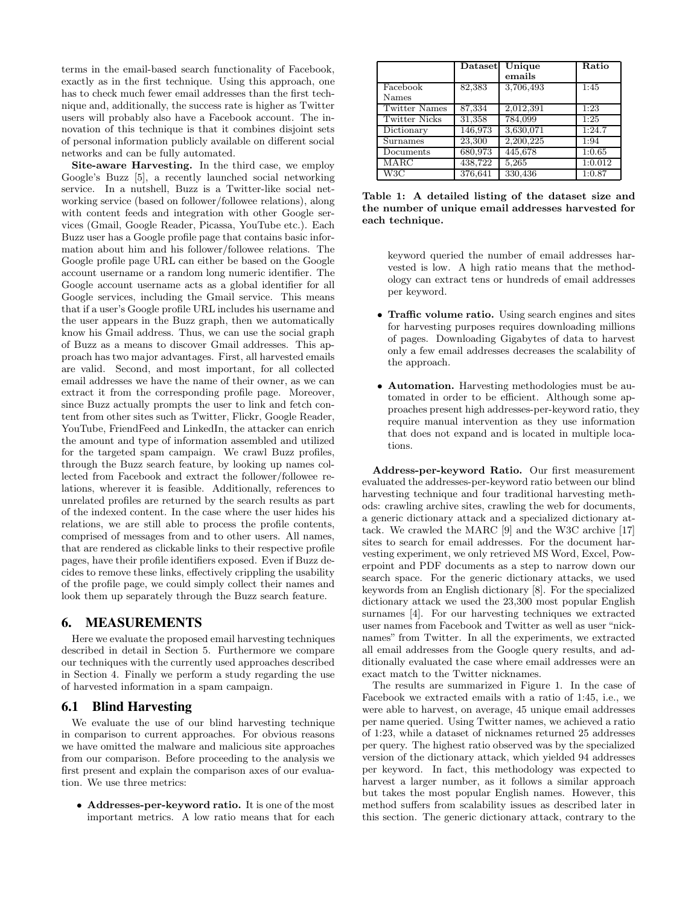terms in the email-based search functionality of Facebook, exactly as in the first technique. Using this approach, one has to check much fewer email addresses than the first technique and, additionally, the success rate is higher as Twitter users will probably also have a Facebook account. The innovation of this technique is that it combines disjoint sets of personal information publicly available on different social networks and can be fully automated.

**Site-aware Harvesting.** In the third case, we employ Google's Buzz [5], a recently launched social networking service. In a nutshell, Buzz is a Twitter-like social networking service (based on follower/followee relations), along with content feeds and integration with other Google services (Gmail, Google Reader, Picassa, YouTube etc.). Each Buzz user has a Google profile page that contains basic information about him and his follower/followee relations. The Google profile page URL can either be based on the Google account username or a random long numeric identifier. The Google account username acts as a global identifier for all Google services, including the Gmail service. This means that if a user's Google profile URL includes his username and the user appears in the Buzz graph, then we automatically know his Gmail address. Thus, we can use the social graph of Buzz as a means to discover Gmail addresses. This approach has two major advantages. First, all harvested emails are valid. Second, and most important, for all collected email addresses we have the name of their owner, as we can extract it from the corresponding profile page. Moreover, since Buzz actually prompts the user to link and fetch content from other sites such as Twitter, Flickr, Google Reader, YouTube, FriendFeed and LinkedIn, the attacker can enrich the amount and type of information assembled and utilized for the targeted spam campaign. We crawl Buzz profiles, through the Buzz search feature, by looking up names collected from Facebook and extract the follower/followee relations, wherever it is feasible. Additionally, references to unrelated profiles are returned by the search results as part of the indexed content. In the case where the user hides his relations, we are still able to process the profile contents, comprised of messages from and to other users. All names, that are rendered as clickable links to their respective profile pages, have their profile identifiers exposed. Even if Buzz decides to remove these links, effectively crippling the usability of the profile page, we could simply collect their names and look them up separately through the Buzz search feature.

## 6. MEASUREMENTS

Here we evaluate the proposed email harvesting techniques described in detail in Section 5. Furthermore we compare our techniques with the currently used approaches described in Section 4. Finally we perform a study regarding the use of harvested information in a spam campaign.

### 6.1 Blind Harvesting

We evaluate the use of our blind harvesting technique in comparison to current approaches. For obvious reasons we have omitted the malware and malicious site approaches from our comparison. Before proceeding to the analysis we first present and explain the comparison axes of our evaluation. We use three metrics:

- **Addresses-per-keyword ratio.** It is one of the most important metrics. A low ratio means that for each keyword queried the number of email addresses harvested is low. A high ratio means that the methodology can extract tens or hundreds of email addresses per keyword.
- **Traffic volume ratio.** Using search engines and sites for harvesting purposes requires downloading millions of pages. Downloading Gigabytes of data to harvest only a few email addresses decreases the scalability of the approach.
- **Automation.** Harvesting methodologies must be automated in order to be efficient. Although some approaches present high addresses-per-keyword ratio, they require manual intervention as they use information that does not expand and is located in multiple locations.

| | Dataset | Unique emails | Ratio |
|---|---|---|---|
| Facebook Names | 82,383 | 3,706,493 | 1:45 |
| Twitter Names | 87,334 | 2,012,391 | 1:23 |
| Twitter Nicks | 31,358 | 784,099 | 1:25 |
| Dictionary | 146,973 | 3,630,071 | 1:24.7 |
| Surnames | 23,300 | 2,200,225 | 1:94 |
| Documents | 680,973 | 445,678 | 1:0.65 |
| MARC | 438,722 | 5,265 | 1:0.012 |
| W3C | 376,641 | 330,436 | 1:0.87 |

**Table 1: A detailed listing of the dataset size and the number of unique email addresses harvested for each technique.**

**Address-per-keyword Ratio.** Our first measurement evaluated the addresses-per-keyword ratio between our blind harvesting technique and four traditional harvesting methods: crawling archive sites, crawling the web for documents, a generic dictionary attack and a specialized dictionary attack. We crawled the MARC [9] and the W3C archive [17] sites to search for email addresses. For the document harvesting experiment, we only retrieved MS Word, Excel, Powerpoint and PDF documents as a step to narrow down our search space. For the generic dictionary attacks, we used keywords from an English dictionary [8]. For the specialized dictionary attack we used the 23,300 most popular English surnames [4]. For our harvesting techniques we extracted user names from Facebook and Twitter as well as user "nicknames" from Twitter. In all the experiments, we extracted all email addresses from the Google query results, and additionally evaluated the case where email addresses were an exact match to the Twitter nicknames.

The results are summarized in Figure 1. In the case of Facebook we extracted emails with a ratio of 1:45, i.e., we were able to harvest, on average, 45 unique email addresses per name queried. Using Twitter names, we achieved a ratio of 1:23, while a dataset of nicknames returned 25 addresses per query. The highest ratio observed was by the specialized version of the dictionary attack, which yielded 94 addresses per keyword. In fact, this methodology was expected to harvest a larger number, as it follows a similar approach but takes the most popular English names. However, this method suffers from scalability issues as described later in this section. The generic dictionary attack, contrary to the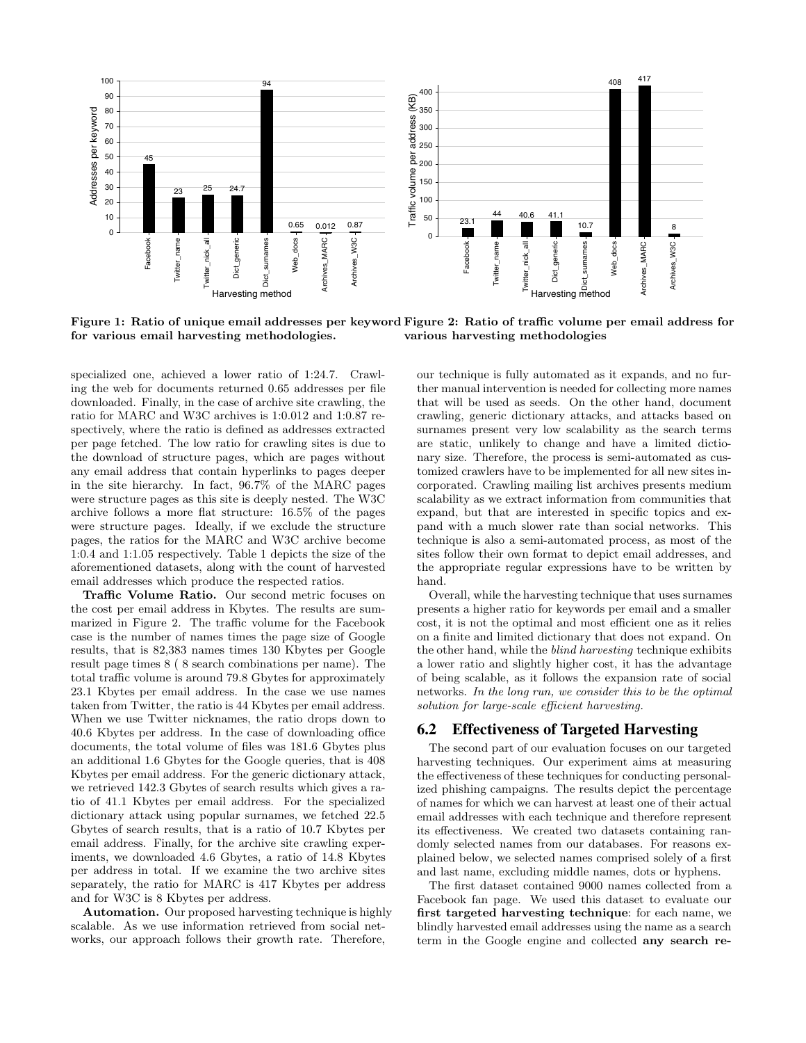Figure 1: Ratio of unique email addresses per keyword for various email harvesting methodologies.

Figure 2: Ratio of traffic volume per email address for various harvesting methodologies

specialized one, achieved a lower ratio of 1:24.7. Crawling the web for documents returned 0.65 addresses per file downloaded. Finally, in the case of archive site crawling, the ratio for MARC and W3C archives is 1:0.012 and 1:0.87 respectively, where the ratio is defined as addresses extracted per page fetched. The low ratio for crawling sites is due to the download of structure pages, which are pages without any email address that contain hyperlinks to pages deeper in the site hierarchy. In fact, 96.7% of the MARC pages were structure pages as this site is deeply nested. The W3C archive follows a more flat structure: 16.5% of the pages were structure pages. Ideally, if we exclude the structure pages, the ratios for the MARC and W3C archive become 1:0.4 and 1:1.05 respectively. Table 1 depicts the size of the aforementioned datasets, along with the count of harvested email addresses which produce the respected ratios.

**Traffic Volume Ratio.** Our second metric focuses on the cost per email address in Kbytes. The results are summarized in Figure 2. The traffic volume for the Facebook case is the number of names times the page size of Google results, that is 82,383 names times 130 Kbytes per Google result page times 8 ( 8 search combinations per name). The total traffic volume is around 79.8 Gbytes for approximately 23.1 Kbytes per email address. In the case we use names taken from Twitter, the ratio is 44 Kbytes per email address. When we use Twitter nicknames, the ratio drops down to 40.6 Kbytes per address. In the case of downloading office documents, the total volume of files was 181.6 Gbytes plus an additional 1.6 Gbytes for the Google queries, that is 408 Kbytes per email address. For the generic dictionary attack, we retrieved 142.3 Gbytes of search results which gives a ratio of 41.1 Kbytes per email address. For the specialized dictionary attack using popular surnames, we fetched 22.5 Gbytes of search results, that is a ratio of 10.7 Kbytes per email address. Finally, for the archive site crawling experiments, we downloaded 4.6 Gbytes, a ratio of 14.8 Kbytes per address in total. If we examine the two archive sites separately, the ratio for MARC is 417 Kbytes per address and for W3C is 8 Kbytes per address.

**Automation.** Our proposed harvesting technique is highly scalable. As we use information retrieved from social networks, our approach follows their growth rate. Therefore, our technique is fully automated as it expands, and no further manual intervention is needed for collecting more names that will be used as seeds. On the other hand, document crawling, generic dictionary attacks, and attacks based on surnames present very low scalability as the search terms are static, unlikely to change and have a limited dictionary size. Therefore, the process is semi-automated as customized crawlers have to be implemented for all new sites incorporated. Crawling mailing list archives presents medium scalability as we extract information from communities that expand, but that are interested in specific topics and expand with a much slower rate than social networks. This technique is also a semi-automated process, as most of the sites follow their own format to depict email addresses, and the appropriate regular expressions have to be written by hand.

Overall, while the harvesting technique that uses surnames presents a higher ratio for keywords per email and a smaller cost, it is not the optimal and most efficient one as it relies on a finite and limited dictionary that does not expand. On the other hand, while the *blind harvesting* technique exhibits a lower ratio and slightly higher cost, it has the advantage of being scalable, as it follows the expansion rate of social networks. *In the long run, we consider this to be the optimal solution for large-scale efficient harvesting.*

## 6.2 Effectiveness of Targeted Harvesting

The second part of our evaluation focuses on our targeted harvesting techniques. Our experiment aims at measuring the effectiveness of these techniques for conducting personalized phishing campaigns. The results depict the percentage of names for which we can harvest at least one of their actual email addresses with each technique and therefore represent its effectiveness. We created two datasets containing randomly selected names from our databases. For reasons explained below, we selected names comprised solely of a first and last name, excluding middle names, dots or hyphens.

The first dataset contained 9000 names collected from a Facebook fan page. We used this dataset to evaluate our **first targeted harvesting technique**: for each name, we blindly harvested email addresses using the name as a search term in the Google engine and collected **any search re-**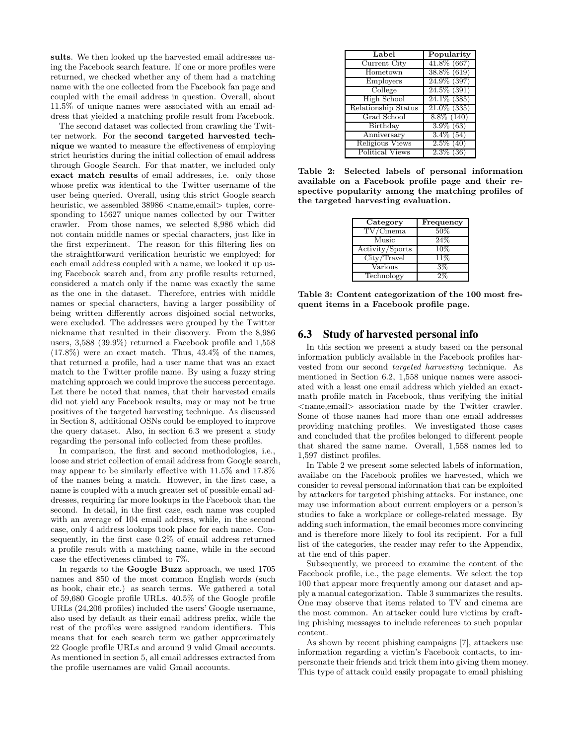**sults**. We then looked up the harvested email addresses using the Facebook search feature. If one or more profiles were returned, we checked whether any of them had a matching name with the one collected from the Facebook fan page and coupled with the email address in question. Overall, about 11.5% of unique names were associated with an email address that yielded a matching profile result from Facebook.

The second dataset was collected from crawling the Twitter network. For the **second targeted harvested technique** we wanted to measure the effectiveness of employing strict heuristics during the initial collection of email address through Google Search. For that matter, we included only **exact match results** of email addresses, i.e. only those whose prefix was identical to the Twitter username of the user being queried. Overall, using this strict Google search heuristic, we assembled 38986 <name,email> tuples, corresponding to 15627 unique names collected by our Twitter crawler. From those names, we selected 8,986 which did not contain middle names or special characters, just like in the first experiment. The reason for this filtering lies on the straightforward verification heuristic we employed; for each email address coupled with a name, we looked it up using Facebook search and, from any profile results returned, considered a match only if the name was exactly the same as the one in the dataset. Therefore, entries with middle names or special characters, having a larger possibility of being written differently across disjoined social networks, were excluded. The addresses were grouped by the Twitter nickname that resulted in their discovery. From the 8,986 users, 3,588 (39.9%) returned a Facebook profile and 1,558 (17.8%) were an exact match. Thus, 43.4% of the names, that returned a profile, had a user name that was an exact match to the Twitter profile name. By using a fuzzy string matching approach we could improve the success percentage. Let there be noted that names, that their harvested emails did not yield any Facebook results, may or may not be true positives of the targeted harvesting technique. As discussed in Section 8, additional OSNs could be employed to improve the query dataset. Also, in section 6.3 we present a study regarding the personal info collected from these profiles.

In comparison, the first and second methodologies, i.e., loose and strict collection of email address from Google search, may appear to be similarly effective with 11.5% and 17.8% of the names being a match. However, in the first case, a name is coupled with a much greater set of possible email addresses, requiring far more lookups in the Facebook than the second. In detail, in the first case, each name was coupled with an average of 104 email address, while, in the second case, only 4 address lookups took place for each name. Consequently, in the first case 0.2% of email address returned a profile result with a matching name, while in the second case the effectiveness climbed to 7%.

In regards to the **Google Buzz** approach, we used 1705 names and 850 of the most common English words (such as book, chair etc.) as search terms. We gathered a total of 59,680 Google profile URLs. 40.5% of the Google profile URLs (24,206 profiles) included the users' Google username, also used by default as their email address prefix, while the rest of the profiles were assigned random identifiers. This means that for each search term we gather approximately 22 Google profile URLs and around 9 valid Gmail accounts. As mentioned in section 5, all email addresses extracted from the profile usernames are valid Gmail accounts.

| Label | Popularity |
|---|---|
| Current City | 41.8% (667) |
| Hometown | 38.8% (619) |
| Employers | 24.9% (397) |
| College | 24.5% (391) |
| High School | 24.1% (385) |
| Relationship Status | 21.0% (335) |
| Grad School | 8.8% (140) |
| Birthday | 3.9% (63) |
| Anniversary | 3.4% (54) |
| Religious Views | 2.5% (40) |
| Political Views | 2.3% (36) |

**Table 2: Selected labels of personal information available on a Facebook profile page and their respective popularity among the matching profiles of the targeted harvesting evaluation.**

| Category | Frequency |
|---|---|
| TV/Cinema | 50% |
| Music | 24% |
| Activity/Sports | 10% |
| City/Travel | 11% |
| Various | 3% |
| Technology | 2% |

**Table 3: Content categorization of the 100 most frequent items in a Facebook profile page.**

### 6.3 Study of harvested personal info

In this section we present a study based on the personal information publicly available in the Facebook profiles harvested from our second *targeted harvesting* technique. As mentioned in Section 6.2, 1,558 unique names were associated with a least one email address which yielded an exact-math profile match in Facebook, thus verifying the initial <name,email> association made by the Twitter crawler. Some of those names had more than one email addresses providing matching profiles. We investigated those cases and concluded that the profiles belonged to different people that shared the same name. Overall, 1,558 names led to 1,597 distinct profiles.

In Table 2 we present some selected labels of information, availabe on the Facebook profiles we harvested, which we consider to reveal personal information that can be exploited by attackers for targeted phishing attacks. For instance, one may use information about current employers or a person's studies to fake a workplace or college-related message. By adding such information, the email becomes more convincing and is therefore more likely to fool its recipient. For a full list of the categories, the reader may refer to the Appendix, at the end of this paper.

Subsequently, we proceed to examine the content of the Facebook profile, i.e., the page elements. We select the top 100 that appear more frequently among our dataset and apply a manual categorization. Table 3 summarizes the results. One may observe that items related to TV and cinema are the most common. An attacker could lure victims by crafting phishing messages to include references to such popular content.

As shown by recent phishing campaigns [7], attackers use information regarding a victim's Facebook contacts, to impersonate their friends and trick them into giving them money. This type of attack could easily propagate to email phishing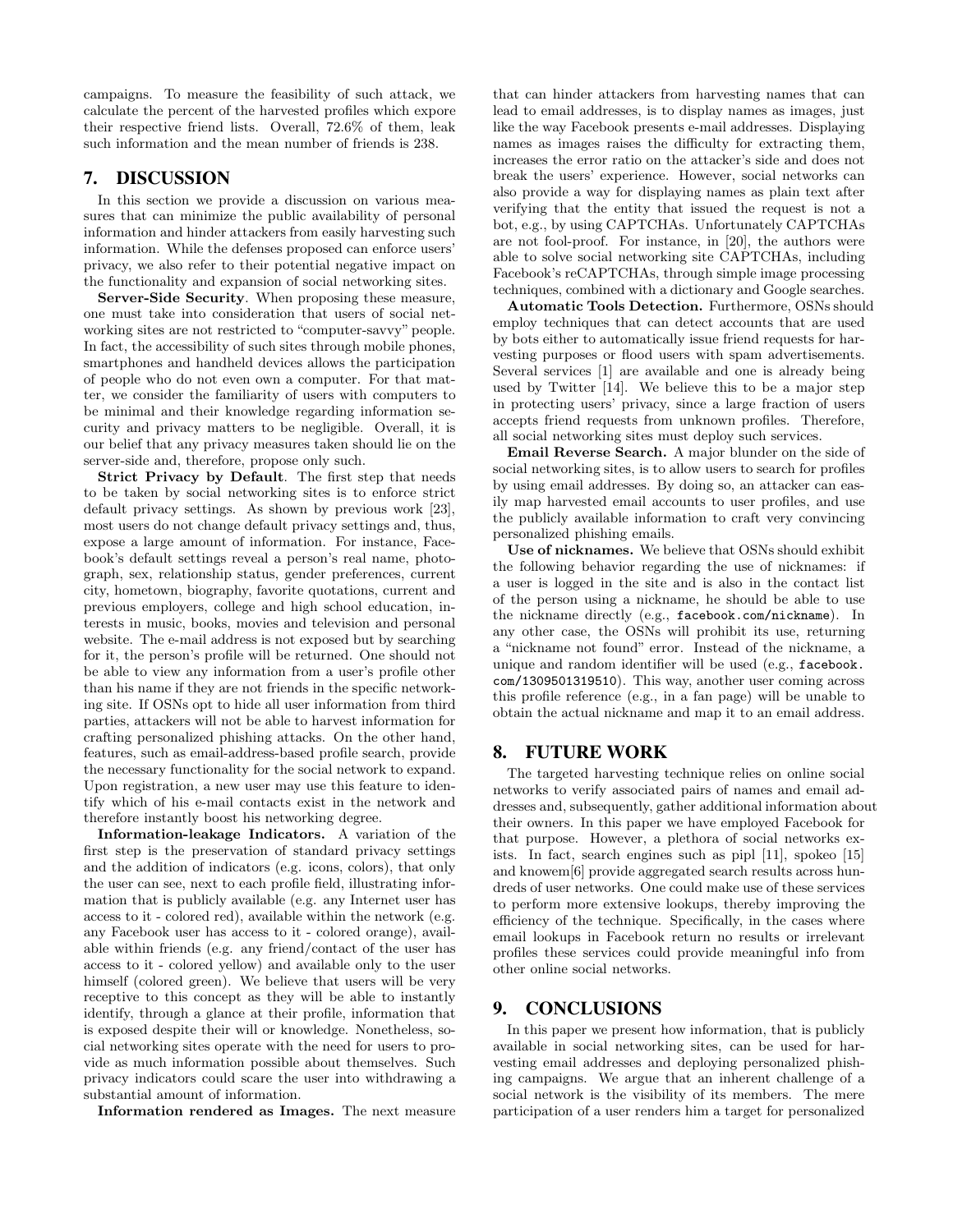campaigns. To measure the feasibility of such attack, we calculate the percent of the harvested profiles which expore their respective friend lists. Overall, 72.6% of them, leak such information and the mean number of friends is 238.

## 7. DISCUSSION

In this section we provide a discussion on various measures that can minimize the public availability of personal information and hinder attackers from easily harvesting such information. While the defenses proposed can enforce users' privacy, we also refer to their potential negative impact on the functionality and expansion of social networking sites.

**Server-Side Security**. When proposing these measure, one must take into consideration that users of social networking sites are not restricted to "computer-savvy" people. In fact, the accessibility of such sites through mobile phones, smartphones and handheld devices allows the participation of people who do not even own a computer. For that matter, we consider the familiarity of users with computers to be minimal and their knowledge regarding information security and privacy matters to be negligible. Overall, it is our belief that any privacy measures taken should lie on the server-side and, therefore, propose only such.

**Strict Privacy by Default**. The first step that needs to be taken by social networking sites is to enforce strict default privacy settings. As shown by previous work [23], most users do not change default privacy settings and, thus, expose a large amount of information. For instance, Facebook's default settings reveal a person's real name, photograph, sex, relationship status, gender preferences, current city, hometown, biography, favorite quotations, current and previous employers, college and high school education, interests in music, books, movies and television and personal website. The e-mail address is not exposed but by searching for it, the person's profile will be returned. One should not be able to view any information from a user's profile other than his name if they are not friends in the specific networking site. If OSNs opt to hide all user information from third parties, attackers will not be able to harvest information for crafting personalized phishing attacks. On the other hand, features, such as email-address-based profile search, provide the necessary functionality for the social network to expand. Upon registration, a new user may use this feature to identify which of his e-mail contacts exist in the network and therefore instantly boost his networking degree.

**Information-leakage Indicators.** A variation of the first step is the preservation of standard privacy settings and the addition of indicators (e.g. icons, colors), that only the user can see, next to each profile field, illustrating information that is publicly available (e.g. any Internet user has access to it - colored red), available within the network (e.g. any Facebook user has access to it - colored orange), available within friends (e.g. any friend/contact of the user has access to it - colored yellow) and available only to the user himself (colored green). We believe that users will be very receptive to this concept as they will be able to instantly identify, through a glance at their profile, information that is exposed despite their will or knowledge. Nonetheless, social networking sites operate with the need for users to provide as much information possible about themselves. Such privacy indicators could scare the user into withdrawing a substantial amount of information.

**Information rendered as Images.** The next measure that can hinder attackers from harvesting names that can lead to email addresses, is to display names as images, just like the way Facebook presents e-mail addresses. Displaying names as images raises the difficulty for extracting them, increases the error ratio on the attacker's side and does not break the users' experience. However, social networks can also provide a way for displaying names as plain text after verifying that the entity that issued the request is not a bot, e.g., by using CAPTCHAs. Unfortunately CAPTCHAs are not fool-proof. For instance, in [20], the authors were able to solve social networking site CAPTCHAs, including Facebook's reCAPTCHAs, through simple image processing techniques, combined with a dictionary and Google searches.

**Automatic Tools Detection.** Furthermore, OSNs should employ techniques that can detect accounts that are used by bots either to automatically issue friend requests for harvesting purposes or flood users with spam advertisements. Several services [1] are available and one is already being used by Twitter [14]. We believe this to be a major step in protecting users' privacy, since a large fraction of users accepts friend requests from unknown profiles. Therefore, all social networking sites must deploy such services.

**Email Reverse Search.** A major blunder on the side of social networking sites, is to allow users to search for profiles by using email addresses. By doing so, an attacker can easily map harvested email accounts to user profiles, and use the publicly available information to craft very convincing personalized phishing emails.

**Use of nicknames.** We believe that OSNs should exhibit the following behavior regarding the use of nicknames: if a user is logged in the site and is also in the contact list of the person using a nickname, he should be able to use the nickname directly (e.g., `facebook.com/nickname`). In any other case, the OSNs will prohibit its use, returning a "nickname not found" error. Instead of the nickname, a unique and random identifier will be used (e.g., `facebook.com/1309501319510`). This way, another user coming across this profile reference (e.g., in a fan page) will be unable to obtain the actual nickname and map it to an email address.

## 8. FUTURE WORK

The targeted harvesting technique relies on online social networks to verify associated pairs of names and email addresses and, subsequently, gather additional information about their owners. In this paper we have employed Facebook for that purpose. However, a plethora of social networks exists. In fact, search engines such as pipl [11], spokeo [15] and knowem[6] provide aggregated search results across hundreds of user networks. One could make use of these services to perform more extensive lookups, thereby improving the efficiency of the technique. Specifically, in the cases where email lookups in Facebook return no results or irrelevant profiles these services could provide meaningful info from other online social networks.

## 9. CONCLUSIONS

In this paper we present how information, that is publicly available in social networking sites, can be used for harvesting email addresses and deploying personalized phishing campaigns. We argue that an inherent challenge of a social network is the visibility of its members. The mere participation of a user renders him a target for personalized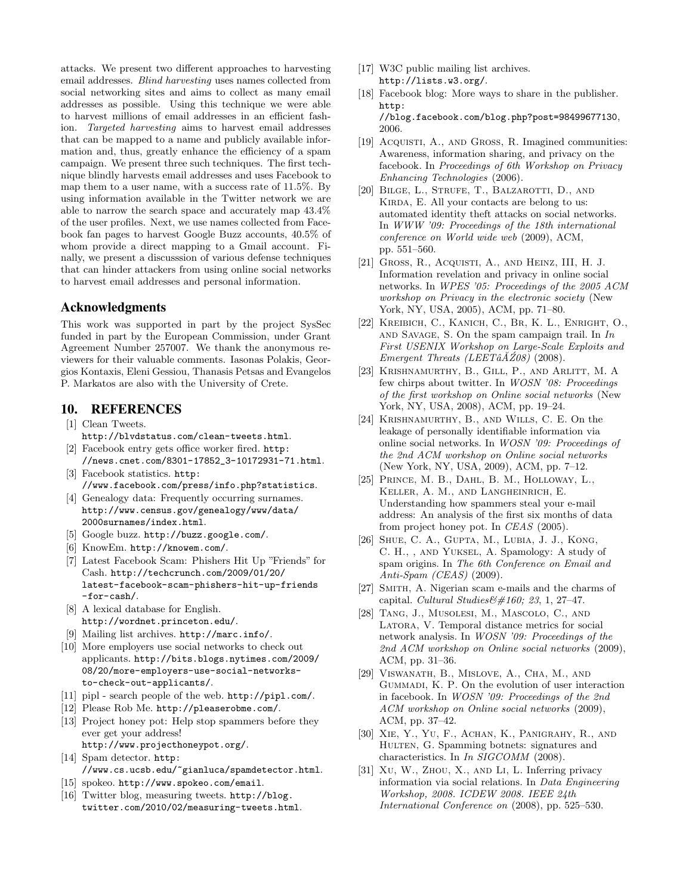attacks. We present two different approaches to harvesting email addresses. *Blind harvesting* uses names collected from social networking sites and aims to collect as many email addresses as possible. Using this technique we were able to harvest millions of email addresses in an efficient fashion. *Targeted harvesting* aims to harvest email addresses that can be mapped to a name and publicly available information and, thus, greatly enhance the efficiency of a spam campaign. We present three such techniques. The first technique blindly harvests email addresses and uses Facebook to map them to a user name, with a success rate of 11.5%. By using information available in the Twitter network we are able to narrow the search space and accurately map 43.4% of the user profiles. Next, we use names collected from Facebook fan pages to harvest Google Buzz accounts, 40.5% of whom provide a direct mapping to a Gmail account. Finally, we present a discusssion of various defense techniques that can hinder attackers from using online social networks to harvest email addresses and personal information.

## Acknowledgments

This work was supported in part by the project SysSec funded in part by the European Commission, under Grant Agreement Number 257007. We thank the anonymous reviewers for their valuable comments. Iasonas Polakis, Georgios Kontaxis, Eleni Gessiou, Thanasis Petsas and Evangelos P. Markatos are also with the University of Crete.

# 10. REFERENCES

[1] Clean Tweets. http://blvdstatus.com/clean-tweets.html.

[2] Facebook entry gets office worker fired. http://news.cnet.com/8301-17852_3-10172931-71.html.

[3] Facebook statistics. http://www.facebook.com/press/info.php?statistics.

[4] Genealogy data: Frequently occurring surnames. http://www.census.gov/genealogy/www/data/2000surnames/index.html.

[5] Google buzz. http://buzz.google.com/.

[6] KnowEm. http://knowem.com/.

[7] Latest Facebook Scam: Phishers Hit Up "Friends" for Cash. http://techcrunch.com/2009/01/20/latest-facebook-scam-phishers-hit-up-friends-for-cash/.

[8] A lexical database for English. http://wordnet.princeton.edu/.

[9] Mailing list archives. http://marc.info/.

[10] More employers use social networks to check out applicants. http://bits.blogs.nytimes.com/2009/08/20/more-employers-use-social-networks-to-check-out-applicants/.

[11] pipl - search people of the web. http://pipl.com/.

[12] Please Rob Me. http://pleaserobme.com/.

[13] Project honey pot: Help stop spammers before they ever get your address! http://www.projecthoneypot.org/.

[14] Spam detector. http://www.cs.ucsb.edu/~gianluca/spamdetector.html.

[15] spokeo. http://www.spokeo.com/email.

[16] Twitter blog, measuring tweets. http://blog.twitter.com/2010/02/measuring-tweets.html.

[17] W3C public mailing list archives. http://lists.w3.org/.

[18] Facebook blog: More ways to share in the publisher. http://blog.facebook.com/blog.php?post=98499677130, 2006.

[19] Acquisti, A., and Gross, R. Imagined communities: Awareness, information sharing, and privacy on the facebook. In *Proceedings of 6th Workshop on Privacy Enhancing Technologies* (2006).

[20] Bilge, L., Strufe, T., Balzarotti, D., and Kirda, E. All your contacts are belong to us: automated identity theft attacks on social networks. In *WWW '09: Proceedings of the 18th international conference on World wide web* (2009), ACM, pp. 551–560.

[21] Gross, R., Acquisti, A., and Heinz, III, H. J. Information revelation and privacy in online social networks. In *WPES '05: Proceedings of the 2005 ACM workshop on Privacy in the electronic society* (New York, NY, USA, 2005), ACM, pp. 71–80.

[22] Kreibich, C., Kanich, C., Br, K. L., Enright, O., and Savage, S. On the spam campaign trail. In *In First USENIX Workshop on Large-Scale Exploits and Emergent Threats (LEETâĂŹ08)* (2008).

[23] Krishnamurthy, B., Gill, P., and Arlitt, M. A few chirps about twitter. In *WOSN '08: Proceedings of the first workshop on Online social networks* (New York, NY, USA, 2008), ACM, pp. 19–24.

[24] Krishnamurthy, B., and Wills, C. E. On the leakage of personally identifiable information via online social networks. In *WOSN '09: Proceedings of the 2nd ACM workshop on Online social networks* (New York, NY, USA, 2009), ACM, pp. 7–12.

[25] Prince, M. B., Dahl, B. M., Holloway, L., Keller, A. M., and Langheinrich, E. Understanding how spammers steal your e-mail address: An analysis of the first six months of data from project honey pot. In *CEAS* (2005).

[26] Shue, C. A., Gupta, M., Lubia, J. J., Kong, C. H., , and Yuksel, A. Spamology: A study of spam origins. In *The 6th Conference on Email and Anti-Spam (CEAS)* (2009).

[27] Smith, A. Nigerian scam e-mails and the charms of capital. *Cultural Studies&#160; 23*, 1, 27–47.

[28] Tang, J., Musolesi, M., Mascolo, C., and Latora, V. Temporal distance metrics for social network analysis. In *WOSN '09: Proceedings of the 2nd ACM workshop on Online social networks* (2009), ACM, pp. 31–36.

[29] Viswanath, B., Mislove, A., Cha, M., and Gummadi, K. P. On the evolution of user interaction in facebook. In *WOSN '09: Proceedings of the 2nd ACM workshop on Online social networks* (2009), ACM, pp. 37–42.

[30] Xie, Y., Yu, F., Achan, K., Panigrahy, R., and Hulten, G. Spamming botnets: signatures and characteristics. In *In SIGCOMM* (2008).

[31] Xu, W., Zhou, X., and Li, L. Inferring privacy information via social relations. In *Data Engineering Workshop, 2008. ICDEW 2008. IEEE 24th International Conference on* (2008), pp. 525–530.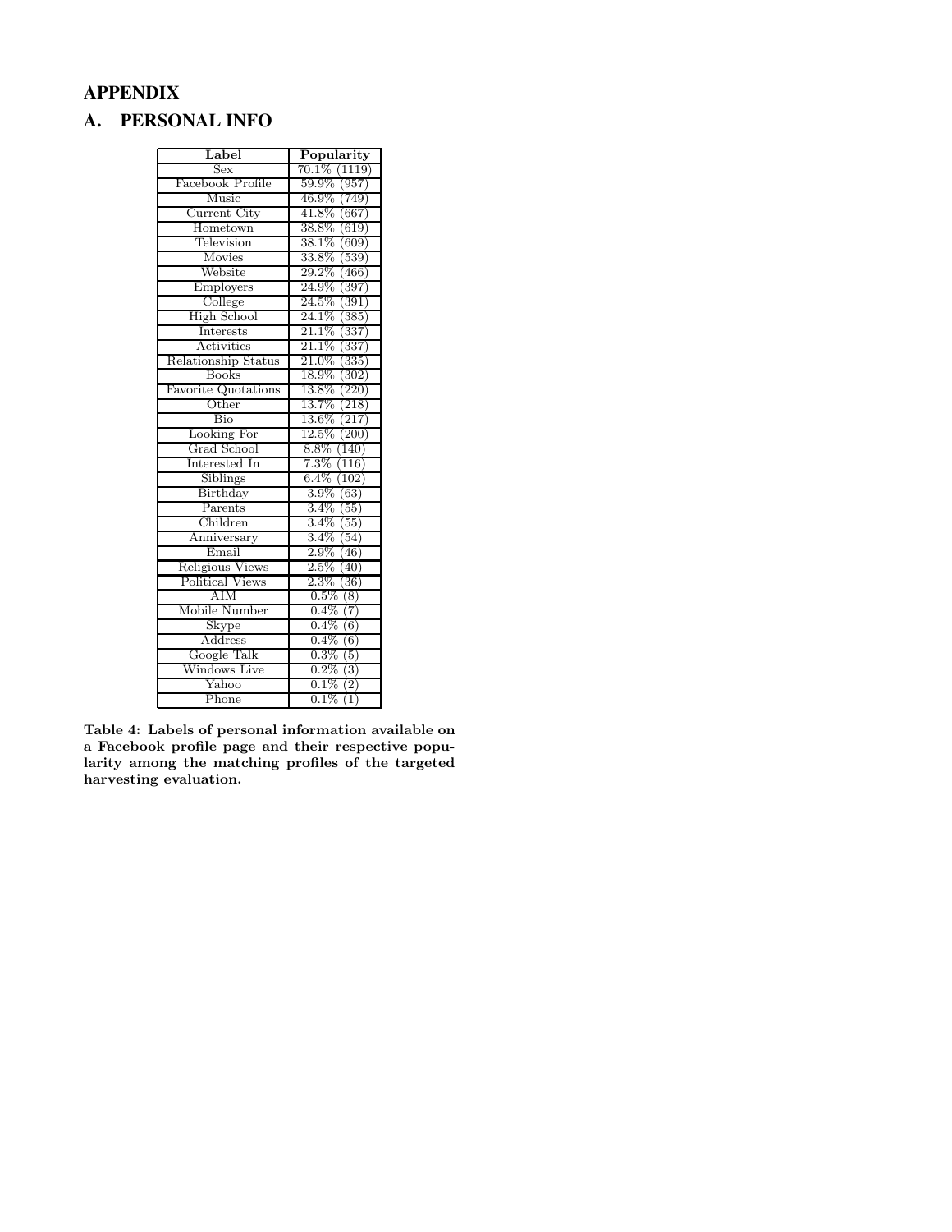# APPENDIX

## A. PERSONAL INFO

| Label | Popularity |
|---|---|
| Sex | 70.1% (1119) |
| Facebook Profile | 59.9% (957) |
| Music | 46.9% (749) |
| Current City | 41.8% (667) |
| Hometown | 38.8% (619) |
| Television | 38.1% (609) |
| Movies | 33.8% (539) |
| Website | 29.2% (466) |
| Employers | 24.9% (397) |
| College | 24.5% (391) |
| High School | 24.1% (385) |
| Interests | 21.1% (337) |
| Activities | 21.1% (337) |
| Relationship Status | 21.0% (335) |
| Books | 18.9% (302) |
| Favorite Quotations | 13.8% (220) |
| Other | 13.7% (218) |
| Bio | 13.6% (217) |
| Looking For | 12.5% (200) |
| Grad School | 8.8% (140) |
| Interested In | 7.3% (116) |
| Siblings | 6.4% (102) |
| Birthday | 3.9% (63) |
| Parents | 3.4% (55) |
| Children | 3.4% (55) |
| Anniversary | 3.4% (54) |
| Email | 2.9% (46) |
| Religious Views | 2.5% (40) |
| Political Views | 2.3% (36) |
| AIM | 0.5% (8) |
| Mobile Number | 0.4% (7) |
| Skype | 0.4% (6) |
| Address | 0.4% (6) |
| Google Talk | 0.3% (5) |
| Windows Live | 0.2% (3) |
| Yahoo | 0.1% (2) |
| Phone | 0.1% (1) |

**Table 4: Labels of personal information available on a Facebook profile page and their respective popularity among the matching profiles of the targeted harvesting evaluation.**